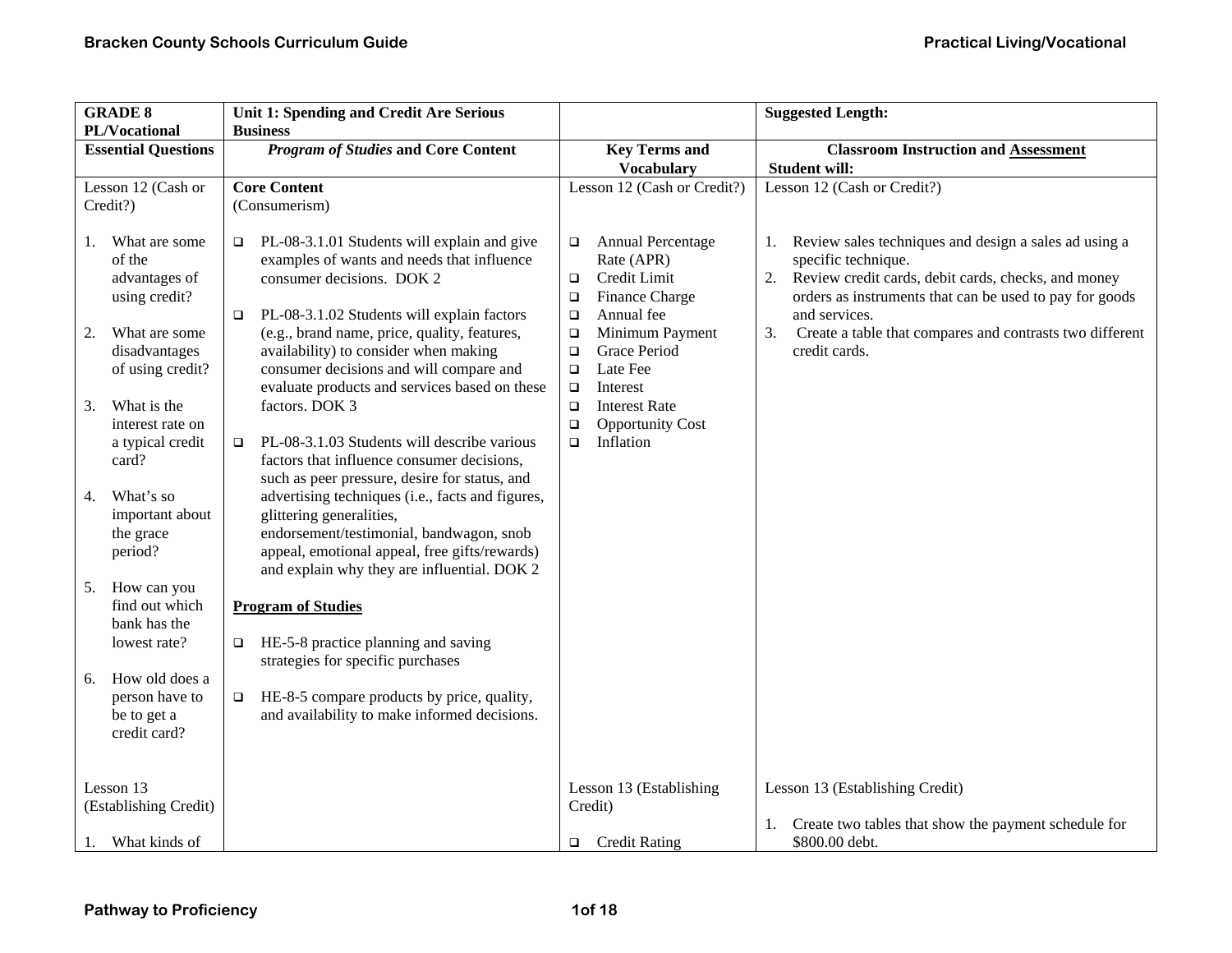| GRADE 8 PL/Vocational | Unit 1: Spending and Credit Are Serious Business | | Suggested Length: |
|---|---|---|---|
| **Essential Questions** | ***Program of Studies* and Core Content** | **Key Terms and Vocabulary** | **Classroom Instruction and Assessment Student will:** |
| Lesson 12 (Cash or Credit?)<br><br>1. What are some of the advantages of using credit?<br><br>2. What are some disadvantages of using credit?<br><br>3. What is the interest rate on a typical credit card?<br><br>4. What's so important about the grace period?<br><br>5. How can you find out which bank has the lowest rate?<br><br>6. How old does a person have to be to get a credit card? | **Core Content** (Consumerism)<br><br>❑ PL-08-3.1.01 Students will explain and give examples of wants and needs that influence consumer decisions. DOK 2<br><br>❑ PL-08-3.1.02 Students will explain factors (e.g., brand name, price, quality, features, availability) to consider when making consumer decisions and will compare and evaluate products and services based on these factors. DOK 3<br><br>❑ PL-08-3.1.03 Students will describe various factors that influence consumer decisions, such as peer pressure, desire for status, and advertising techniques (i.e., facts and figures, glittering generalities, endorsement/testimonial, bandwagon, snob appeal, emotional appeal, free gifts/rewards) and explain why they are influential. DOK 2<br><br>**Program of Studies**<br><br>❑ HE-5-8 practice planning and saving strategies for specific purchases<br><br>❑ HE-8-5 compare products by price, quality, and availability to make informed decisions. | Lesson 12 (Cash or Credit?)<br><br>❑ Annual Percentage Rate (APR)<br>❑ Credit Limit<br>❑ Finance Charge<br>❑ Annual fee<br>❑ Minimum Payment<br>❑ Grace Period<br>❑ Late Fee<br>❑ Interest<br>❑ Interest Rate<br>❑ Opportunity Cost<br>❑ Inflation | Lesson 12 (Cash or Credit?)<br><br>1. Review sales techniques and design a sales ad using a specific technique.<br>2. Review credit cards, debit cards, checks, and money orders as instruments that can be used to pay for goods and services.<br>3. Create a table that compares and contrasts two different credit cards. |
| Lesson 13 (Establishing Credit)<br><br>1. What kinds of | | Lesson 13 (Establishing Credit)<br><br>❑ Credit Rating | Lesson 13 (Establishing Credit)<br><br>1. Create two tables that show the payment schedule for \$800.00 debt. |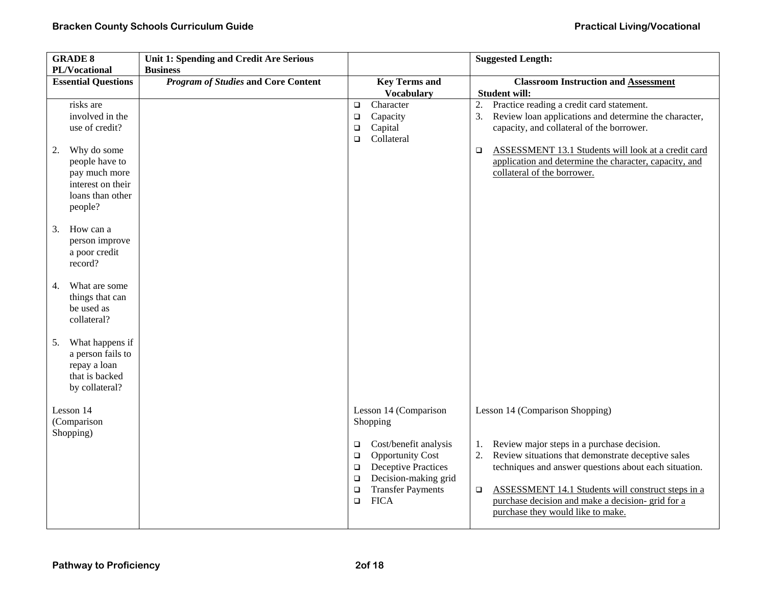| GRADE 8 PL/Vocational | Unit 1: Spending and Credit Are Serious Business | | Suggested Length: |
|---|---|---|---|
| **Essential Questions** | ***Program of Studies* and Core Content** | **Key Terms and Vocabulary** | **Classroom Instruction and Assessment Student will:** |
| risks are involved in the use of credit?<br><br>2. Why do some people have to pay much more interest on their loans than other people?<br><br>3. How can a person improve a poor credit record?<br><br>4. What are some things that can be used as collateral?<br><br>5. What happens if a person fails to repay a loan that is backed by collateral? | | ❑ Character<br>❑ Capacity<br>❑ Capital<br>❑ Collateral | 2. Practice reading a credit card statement.<br>3. Review loan applications and determine the character, capacity, and collateral of the borrower.<br><br>❑ ASSESSMENT 13.1 Students will look at a credit card application and determine the character, capacity, and collateral of the borrower. |
| Lesson 14 (Comparison Shopping) | | Lesson 14 (Comparison Shopping<br><br>❑ Cost/benefit analysis<br>❑ Opportunity Cost<br>❑ Deceptive Practices<br>❑ Decision-making grid<br>❑ Transfer Payments<br>❑ FICA | Lesson 14 (Comparison Shopping)<br><br>1. Review major steps in a purchase decision.<br>2. Review situations that demonstrate deceptive sales techniques and answer questions about each situation.<br><br>❑ ASSESSMENT 14.1 Students will construct steps in a purchase decision and make a decision- grid for a purchase they would like to make. |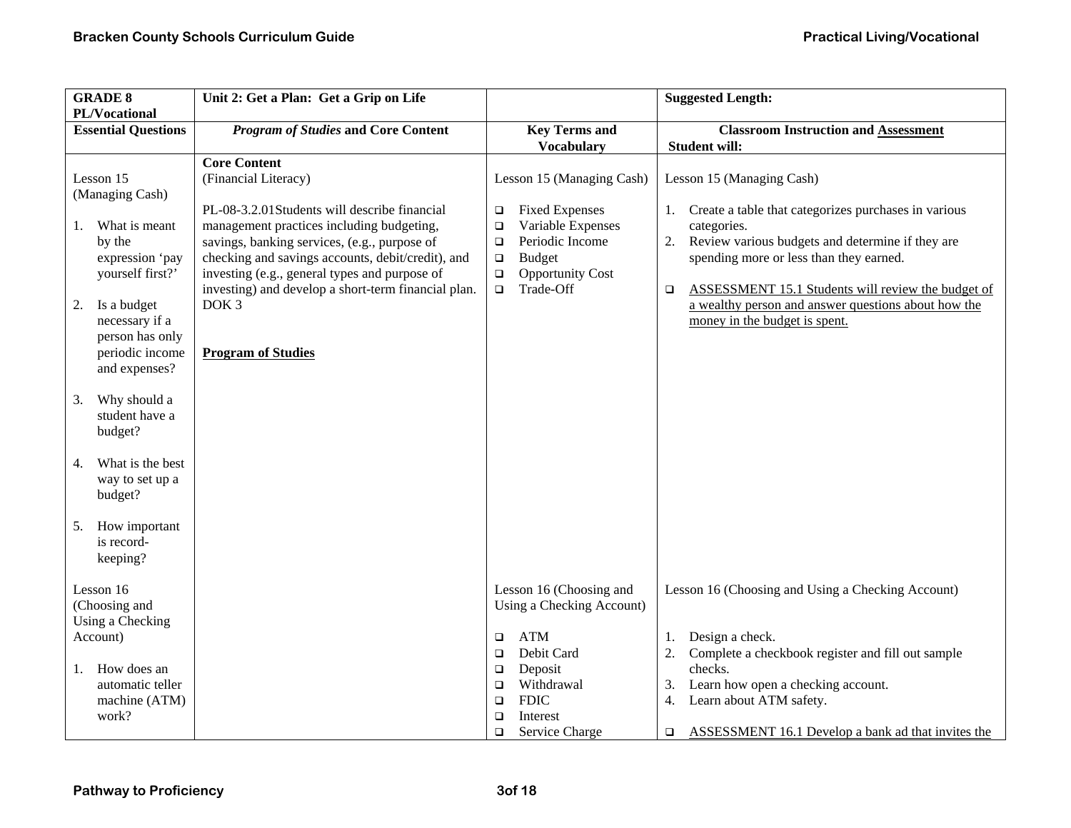| GRADE 8 PL/Vocational | Unit 2: Get a Plan: Get a Grip on Life | | Suggested Length: |
|---|---|---|---|
| **Essential Questions** | ***Program of Studies* and Core Content** | **Key Terms and Vocabulary** | **Classroom Instruction and Assessment Student will:** |
| Lesson 15 (Managing Cash)<br><br>1. What is meant by the expression 'pay yourself first?'<br><br>2. Is a budget necessary if a person has only periodic income and expenses?<br><br>3. Why should a student have a budget?<br><br>4. What is the best way to set up a budget?<br><br>5. How important is record-keeping? | **Core Content**<br>(Financial Literacy)<br><br>PL-08-3.2.01Students will describe financial management practices including budgeting, savings, banking services, (e.g., purpose of checking and savings accounts, debit/credit), and investing (e.g., general types and purpose of investing) and develop a short-term financial plan. DOK 3<br><br>**Program of Studies** | Lesson 15 (Managing Cash)<br><br>❑ Fixed Expenses<br>❑ Variable Expenses<br>❑ Periodic Income<br>❑ Budget<br>❑ Opportunity Cost<br>❑ Trade-Off | Lesson 15 (Managing Cash)<br><br>1. Create a table that categorizes purchases in various categories.<br>2. Review various budgets and determine if they are spending more or less than they earned.<br><br>❑ ASSESSMENT 15.1 Students will review the budget of a wealthy person and answer questions about how the money in the budget is spent. |
| Lesson 16 (Choosing and Using a Checking Account)<br><br>1. How does an automatic teller machine (ATM) work? | | Lesson 16 (Choosing and Using a Checking Account)<br><br>❑ ATM<br>❑ Debit Card<br>❑ Deposit<br>❑ Withdrawal<br>❑ FDIC<br>❑ Interest<br>❑ Service Charge | Lesson 16 (Choosing and Using a Checking Account)<br><br>1. Design a check.<br>2. Complete a checkbook register and fill out sample checks.<br>3. Learn how open a checking account.<br>4. Learn about ATM safety.<br><br>❑ ASSESSMENT 16.1 Develop a bank ad that invites the |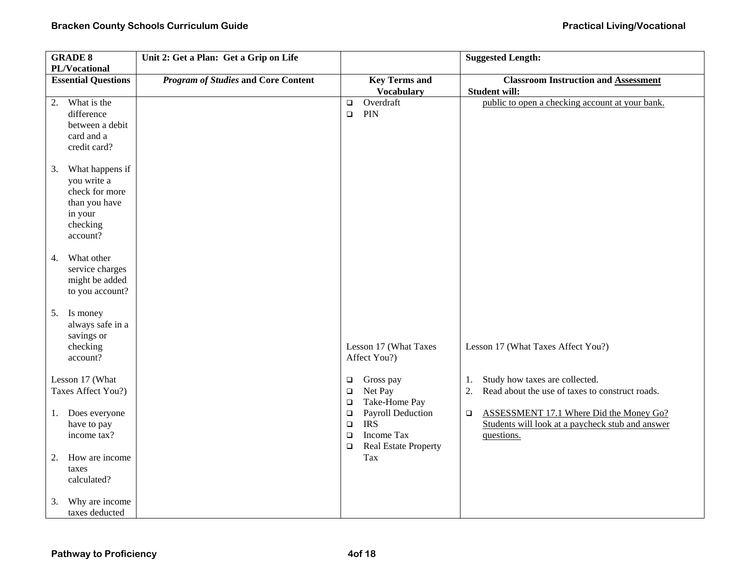| GRADE 8 PL/Vocational | Unit 2: Get a Plan: Get a Grip on Life | | Suggested Length: |
|---|---|---|---|
| **Essential Questions** | ***Program of Studies* and Core Content** | **Key Terms and Vocabulary** | **Classroom Instruction and Assessment Student will:** |
| 2. What is the difference between a debit card and a credit card?<br><br>3. What happens if you write a check for more than you have in your checking account?<br><br>4. What other service charges might be added to you account?<br><br>5. Is money always safe in a savings or checking account?<br><br>Lesson 17 (What Taxes Affect You?)<br><br>1. Does everyone have to pay income tax?<br><br>2. How are income taxes calculated?<br><br>3. Why are income taxes deducted | | ❑ Overdraft<br>❑ PIN<br><br>Lesson 17 (What Taxes Affect You?)<br><br>❑ Gross pay<br>❑ Net Pay<br>❑ Take-Home Pay<br>❑ Payroll Deduction<br>❑ IRS<br>❑ Income Tax<br>❑ Real Estate Property Tax | public to open a checking account at your bank.<br><br>Lesson 17 (What Taxes Affect You?)<br><br>1. Study how taxes are collected.<br>2. Read about the use of taxes to construct roads.<br><br>❑ ASSESSMENT 17.1 Where Did the Money Go? Students will look at a paycheck stub and answer questions. |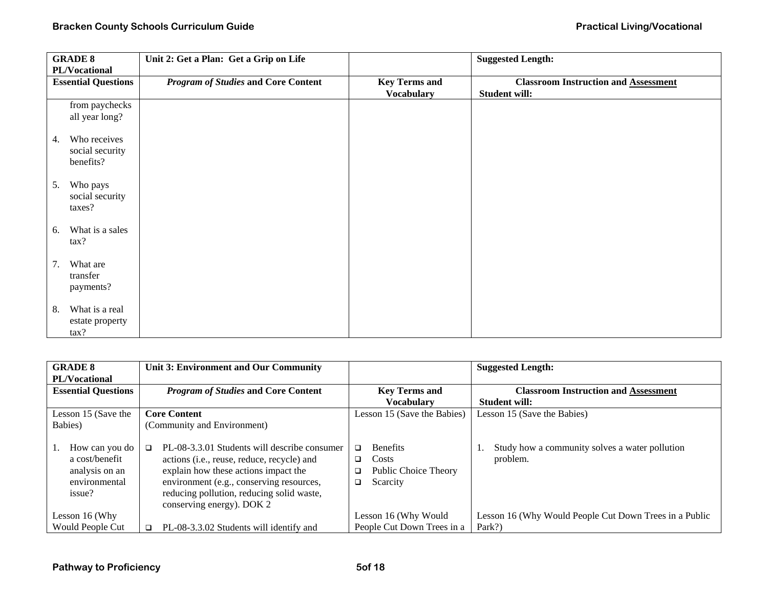| GRADE 8 PL/Vocational | Unit 2: Get a Plan: Get a Grip on Life | | Suggested Length: |
|---|---|---|---|
| **Essential Questions** | ***Program of Studies* and Core Content** | **Key Terms and Vocabulary** | **Classroom Instruction and Assessment Student will:** |
| from paychecks all year long?<br><br>4. Who receives social security benefits?<br><br>5. Who pays social security taxes?<br><br>6. What is a sales tax?<br><br>7. What are transfer payments?<br><br>8. What is a real estate property tax? | | | |

| GRADE 8 PL/Vocational | Unit 3: Environment and Our Community | | Suggested Length: |
|---|---|---|---|
| **Essential Questions** | ***Program of Studies* and Core Content** | **Key Terms and Vocabulary** | **Classroom Instruction and Assessment Student will:** |
| Lesson 15 (Save the Babies)<br><br>1. How can you do a cost/benefit analysis on an environmental issue? | **Core Content**<br>(Community and Environment)<br><br>❑ PL-08-3.3.01 Students will describe consumer actions (i.e., reuse, reduce, recycle) and explain how these actions impact the environment (e.g., conserving resources, reducing pollution, reducing solid waste, conserving energy). DOK 2 | Lesson 15 (Save the Babies)<br><br>❑ Benefits<br>❑ Costs<br>❑ Public Choice Theory<br>❑ Scarcity | Lesson 15 (Save the Babies)<br><br>1. Study how a community solves a water pollution problem. |
| Lesson 16 (Why Would People Cut | ❑ PL-08-3.3.02 Students will identify and | Lesson 16 (Why Would People Cut Down Trees in a | Lesson 16 (Why Would People Cut Down Trees in a Public Park?) |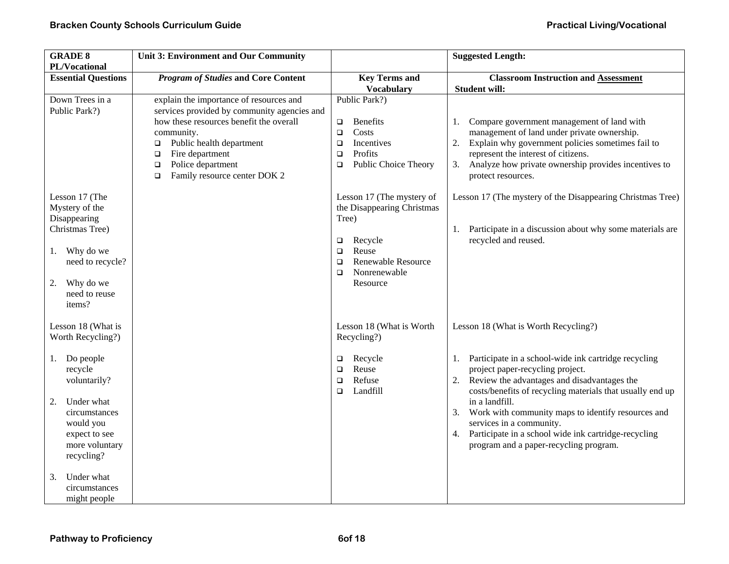| GRADE 8 PL/Vocational | Unit 3: Environment and Our Community | | Suggested Length: |
|---|---|---|---|
| **Essential Questions** | ***Program of Studies* and Core Content** | **Key Terms and Vocabulary** | **Classroom Instruction and Assessment**<br>**Student will:** |
| Down Trees in a Public Park?) | explain the importance of resources and services provided by community agencies and how these resources benefit the overall community.<br>❑ Public health department<br>❑ Fire department<br>❑ Police department<br>❑ Family resource center DOK 2 | Public Park?)<br><br>❑ Benefits<br>❑ Costs<br>❑ Incentives<br>❑ Profits<br>❑ Public Choice Theory | 1. Compare government management of land with management of land under private ownership.<br>2. Explain why government policies sometimes fail to represent the interest of citizens.<br>3. Analyze how private ownership provides incentives to protect resources. |
| Lesson 17 (The Mystery of the Disappearing Christmas Tree)<br><br>1. Why do we need to recycle?<br><br>2. Why do we need to reuse items? | | Lesson 17 (The mystery of the Disappearing Christmas Tree)<br><br>❑ Recycle<br>❑ Reuse<br>❑ Renewable Resource<br>❑ Nonrenewable Resource | Lesson 17 (The mystery of the Disappearing Christmas Tree)<br><br>1. Participate in a discussion about why some materials are recycled and reused. |
| Lesson 18 (What is Worth Recycling?)<br><br>1. Do people recycle voluntarily?<br><br>2. Under what circumstances would you expect to see more voluntary recycling?<br><br>3. Under what circumstances might people | | Lesson 18 (What is Worth Recycling?)<br><br>❑ Recycle<br>❑ Reuse<br>❑ Refuse<br>❑ Landfill | Lesson 18 (What is Worth Recycling?)<br><br>1. Participate in a school-wide ink cartridge recycling project paper-recycling project.<br>2. Review the advantages and disadvantages the costs/benefits of recycling materials that usually end up in a landfill.<br>3. Work with community maps to identify resources and services in a community.<br>4. Participate in a school wide ink cartridge-recycling program and a paper-recycling program. |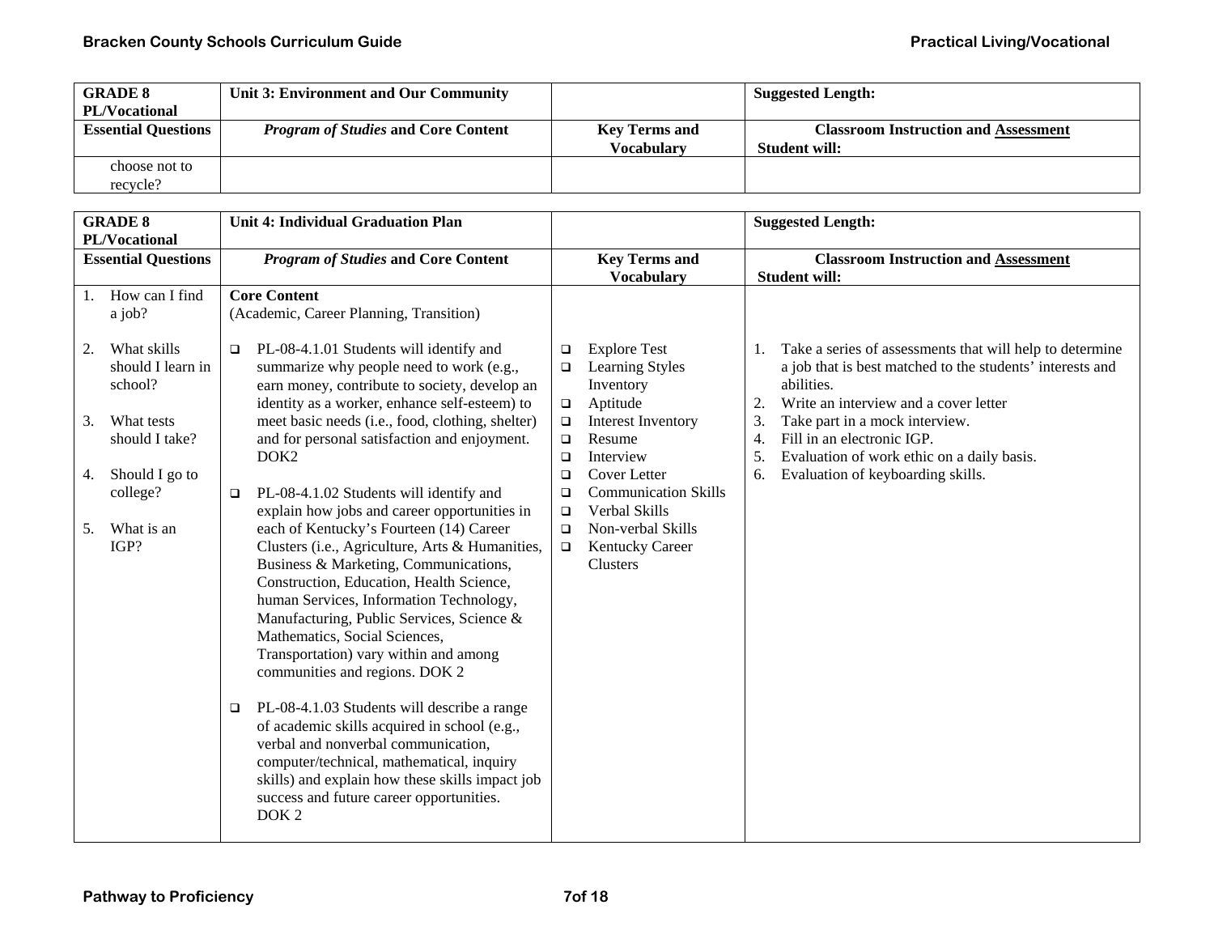| GRADE 8 PL/Vocational | Unit 3: Environment and Our Community | | Suggested Length: |
|---|---|---|---|
| **Essential Questions** | ***Program of Studies* and Core Content** | **Key Terms and Vocabulary** | **Classroom Instruction and Assessment Student will:** |
| choose not to recycle? | | | |

| GRADE 8 PL/Vocational | Unit 4: Individual Graduation Plan | | Suggested Length: |
|---|---|---|---|
| **Essential Questions** | ***Program of Studies* and Core Content** | **Key Terms and Vocabulary** | **Classroom Instruction and Assessment Student will:** |
| 1. How can I find a job?<br><br>2. What skills should I learn in school?<br><br>3. What tests should I take?<br><br>4. Should I go to college?<br><br>5. What is an IGP? | **Core Content**<br>(Academic, Career Planning, Transition)<br><br>❑ PL-08-4.1.01 Students will identify and summarize why people need to work (e.g., earn money, contribute to society, develop an identity as a worker, enhance self-esteem) to meet basic needs (i.e., food, clothing, shelter) and for personal satisfaction and enjoyment. DOK2<br><br>❑ PL-08-4.1.02 Students will identify and explain how jobs and career opportunities in each of Kentucky's Fourteen (14) Career Clusters (i.e., Agriculture, Arts & Humanities, Business & Marketing, Communications, Construction, Education, Health Science, human Services, Information Technology, Manufacturing, Public Services, Science & Mathematics, Social Sciences, Transportation) vary within and among communities and regions. DOK 2<br><br>❑ PL-08-4.1.03 Students will describe a range of academic skills acquired in school (e.g., verbal and nonverbal communication, computer/technical, mathematical, inquiry skills) and explain how these skills impact job success and future career opportunities. DOK 2 | ❑ Explore Test<br>❑ Learning Styles Inventory<br>❑ Aptitude<br>❑ Interest Inventory<br>❑ Resume<br>❑ Interview<br>❑ Cover Letter<br>❑ Communication Skills<br>❑ Verbal Skills<br>❑ Non-verbal Skills<br>❑ Kentucky Career Clusters | 1. Take a series of assessments that will help to determine a job that is best matched to the students' interests and abilities.<br>2. Write an interview and a cover letter<br>3. Take part in a mock interview.<br>4. Fill in an electronic IGP.<br>5. Evaluation of work ethic on a daily basis.<br>6. Evaluation of keyboarding skills. |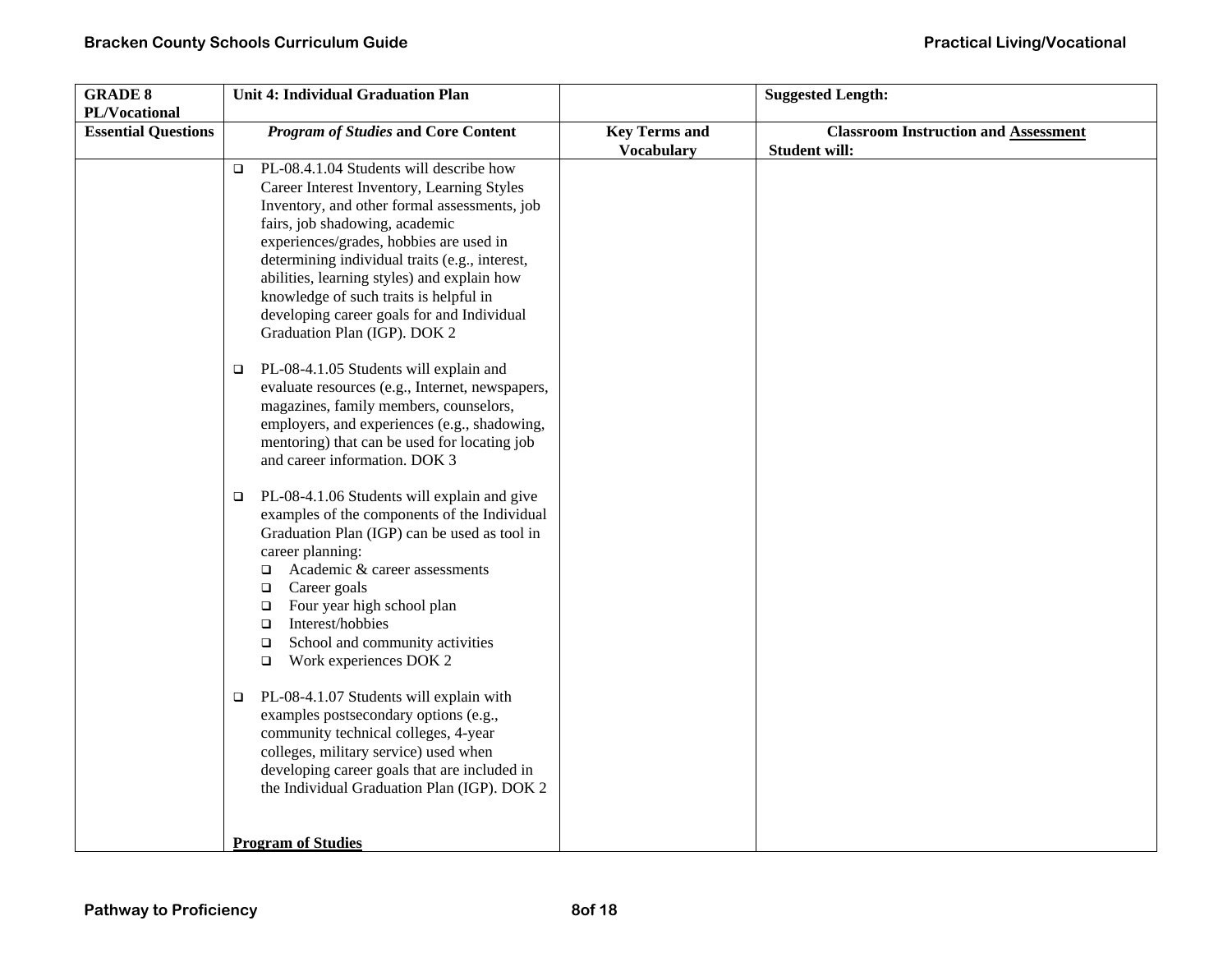| GRADE 8 PL/Vocational | Unit 4: Individual Graduation Plan | | Suggested Length: |
|---|---|---|---|
| **Essential Questions** | ***Program of Studies* and Core Content** | **Key Terms and Vocabulary** | **Classroom Instruction and Assessment**<br>**Student will:** |
| | ❑ PL-08.4.1.04 Students will describe how Career Interest Inventory, Learning Styles Inventory, and other formal assessments, job fairs, job shadowing, academic experiences/grades, hobbies are used in determining individual traits (e.g., interest, abilities, learning styles) and explain how knowledge of such traits is helpful in developing career goals for and Individual Graduation Plan (IGP). DOK 2<br><br>❑ PL-08-4.1.05 Students will explain and evaluate resources (e.g., Internet, newspapers, magazines, family members, counselors, employers, and experiences (e.g., shadowing, mentoring) that can be used for locating job and career information. DOK 3<br><br>❑ PL-08-4.1.06 Students will explain and give examples of the components of the Individual Graduation Plan (IGP) can be used as tool in career planning:<br>❑ Academic & career assessments<br>❑ Career goals<br>❑ Four year high school plan<br>❑ Interest/hobbies<br>❑ School and community activities<br>❑ Work experiences DOK 2<br><br>❑ PL-08-4.1.07 Students will explain with examples postsecondary options (e.g., community technical colleges, 4-year colleges, military service) used when developing career goals that are included in the Individual Graduation Plan (IGP). DOK 2<br><br>**Program of Studies** | | |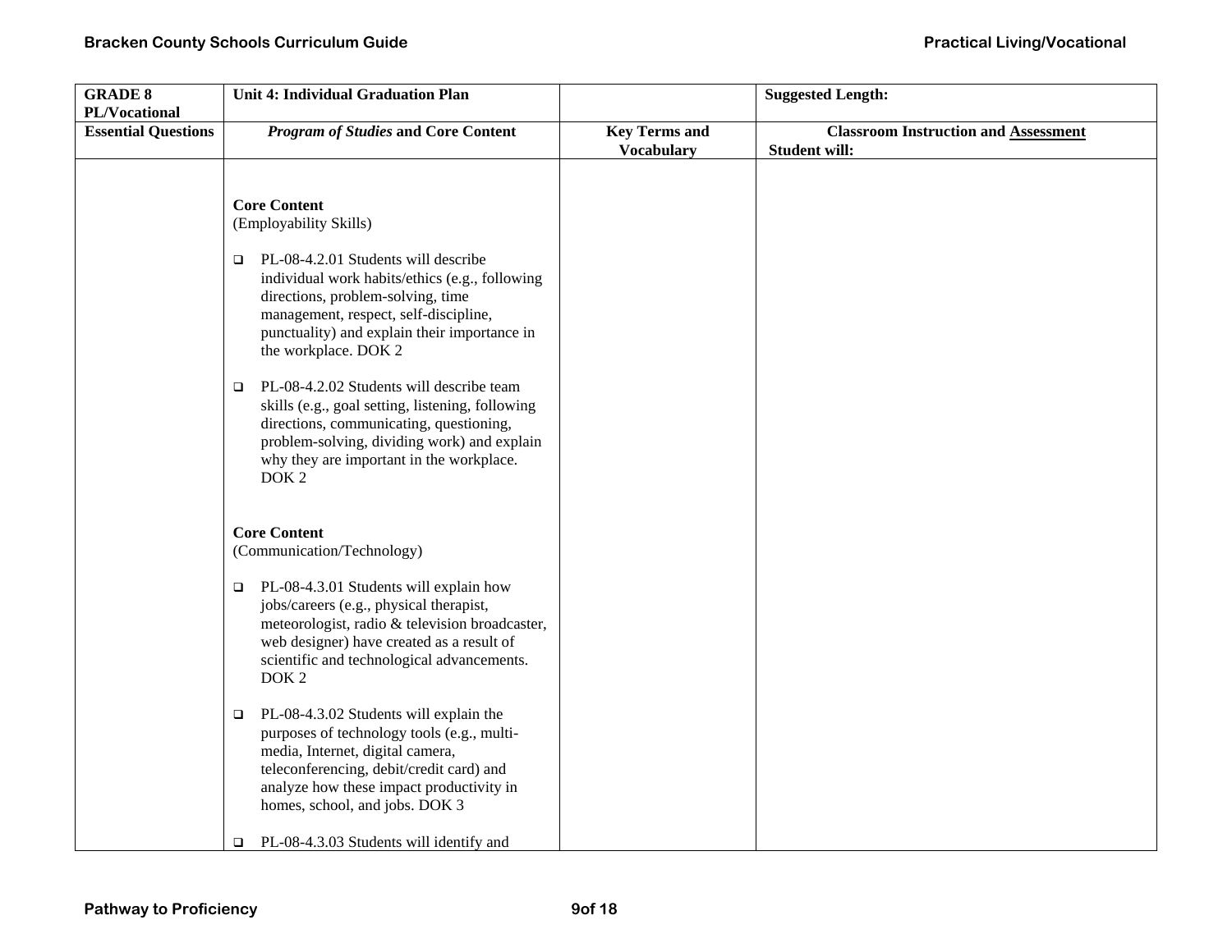| GRADE 8 PL/Vocational | Unit 4: Individual Graduation Plan | | Suggested Length: |
|---|---|---|---|
| **Essential Questions** | ***Program of Studies* and Core Content** | **Key Terms and Vocabulary** | **Classroom Instruction and Assessment** **Student will:** |
| | **Core Content**<br>(Employability Skills)<br><br>❑ PL-08-4.2.01 Students will describe individual work habits/ethics (e.g., following directions, problem-solving, time management, respect, self-discipline, punctuality) and explain their importance in the workplace. DOK 2<br><br>❑ PL-08-4.2.02 Students will describe team skills (e.g., goal setting, listening, following directions, communicating, questioning, problem-solving, dividing work) and explain why they are important in the workplace. DOK 2<br><br>**Core Content**<br>(Communication/Technology)<br><br>❑ PL-08-4.3.01 Students will explain how jobs/careers (e.g., physical therapist, meteorologist, radio & television broadcaster, web designer) have created as a result of scientific and technological advancements. DOK 2<br><br>❑ PL-08-4.3.02 Students will explain the purposes of technology tools (e.g., multi-media, Internet, digital camera, teleconferencing, debit/credit card) and analyze how these impact productivity in homes, school, and jobs. DOK 3<br><br>❑ PL-08-4.3.03 Students will identify and | | |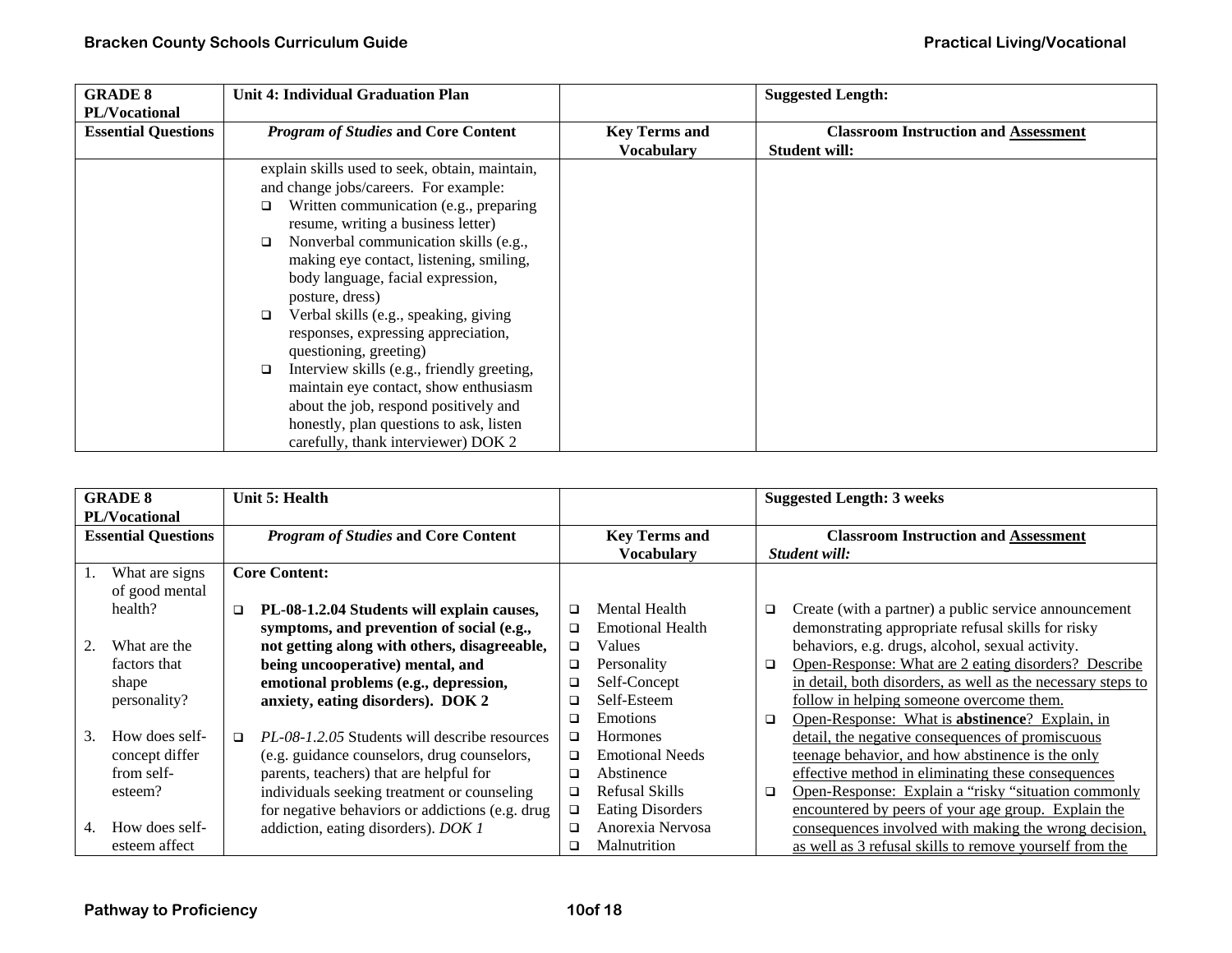| GRADE 8 PL/Vocational | Unit 4: Individual Graduation Plan | | Suggested Length: |
|---|---|---|---|
| **Essential Questions** | ***Program of Studies* and Core Content** | **Key Terms and Vocabulary** | **Classroom Instruction and Assessment** **Student will:** |
| | explain skills used to seek, obtain, maintain, and change jobs/careers. For example:<br>❑ Written communication (e.g., preparing resume, writing a business letter)<br>❑ Nonverbal communication skills (e.g., making eye contact, listening, smiling, body language, facial expression, posture, dress)<br>❑ Verbal skills (e.g., speaking, giving responses, expressing appreciation, questioning, greeting)<br>❑ Interview skills (e.g., friendly greeting, maintain eye contact, show enthusiasm about the job, respond positively and honestly, plan questions to ask, listen carefully, thank interviewer) DOK 2 | | |

| GRADE 8 PL/Vocational | Unit 5: Health | | Suggested Length: 3 weeks |
|---|---|---|---|
| **Essential Questions** | ***Program of Studies* and Core Content** | **Key Terms and Vocabulary** | **Classroom Instruction and Assessment** ***Student will:*** |
| 1. What are signs of good mental health?<br><br>2. What are the factors that shape personality?<br><br>3. How does self-concept differ from self-esteem?<br><br>4. How does self-esteem affect | **Core Content:**<br><br>❑ **PL-08-1.2.04 Students will explain causes, symptoms, and prevention of social (e.g., not getting along with others, disagreeable, being uncooperative) mental, and emotional problems (e.g., depression, anxiety, eating disorders). DOK 2**<br><br>❑ *PL-08-1.2.05* Students will describe resources (e.g. guidance counselors, drug counselors, parents, teachers) that are helpful for individuals seeking treatment or counseling for negative behaviors or addictions (e.g. drug addiction, eating disorders). *DOK 1* | ❑ Mental Health<br>❑ Emotional Health<br>❑ Values<br>❑ Personality<br>❑ Self-Concept<br>❑ Self-Esteem<br>❑ Emotions<br>❑ Hormones<br>❑ Emotional Needs<br>❑ Abstinence<br>❑ Refusal Skills<br>❑ Eating Disorders<br>❑ Anorexia Nervosa<br>❑ Malnutrition | ❑ Create (with a partner) a public service announcement demonstrating appropriate refusal skills for risky behaviors, e.g. drugs, alcohol, sexual activity.<br>❑ Open-Response: What are 2 eating disorders? Describe in detail, both disorders, as well as the necessary steps to follow in helping someone overcome them.<br>❑ Open-Response: What is **abstinence**? Explain, in detail, the negative consequences of promiscuous teenage behavior, and how abstinence is the only effective method in eliminating these consequences<br>❑ Open-Response: Explain a "risky "situation commonly encountered by peers of your age group. Explain the consequences involved with making the wrong decision, as well as 3 refusal skills to remove yourself from the |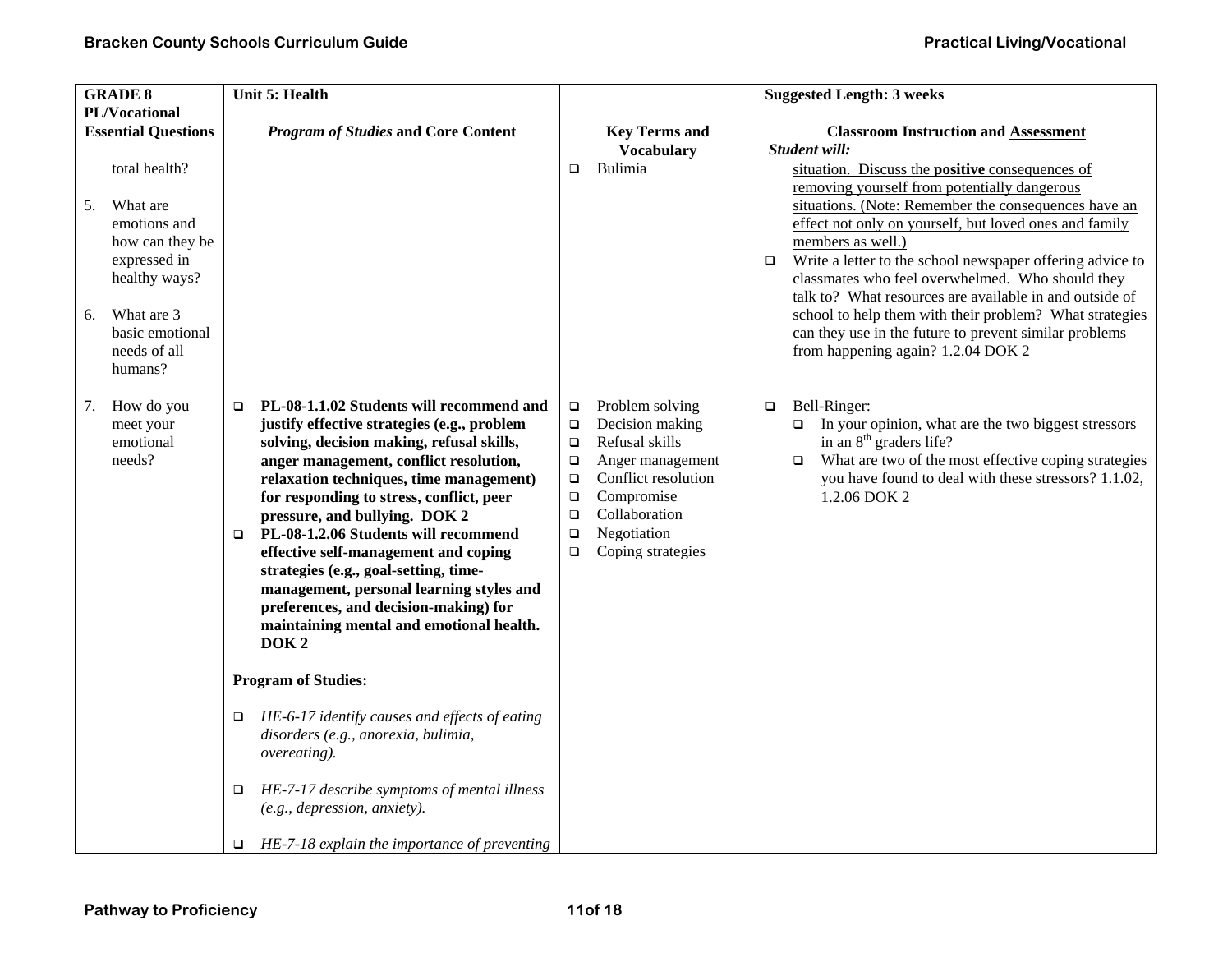| GRADE 8 PL/Vocational | Unit 5: Health | | Suggested Length: 3 weeks |
|---|---|---|---|
| **Essential Questions** | ***Program of Studies* and Core Content** | **Key Terms and Vocabulary** | **Classroom Instruction and Assessment** *Student will:* |
| total health?<br><br>5. What are emotions and how can they be expressed in healthy ways?<br><br>6. What are 3 basic emotional needs of all humans? | | ❑ Bulimia | situation. Discuss the **positive** consequences of removing yourself from potentially dangerous situations. (Note: Remember the consequences have an effect not only on yourself, but loved ones and family members as well.)<br>❑ Write a letter to the school newspaper offering advice to classmates who feel overwhelmed. Who should they talk to? What resources are available in and outside of school to help them with their problem? What strategies can they use in the future to prevent similar problems from happening again? 1.2.04 DOK 2 |
| 7. How do you meet your emotional needs? | ❑ **PL-08-1.1.02 Students will recommend and justify effective strategies (e.g., problem solving, decision making, refusal skills, anger management, conflict resolution, relaxation techniques, time management) for responding to stress, conflict, peer pressure, and bullying. DOK 2**<br>❑ **PL-08-1.2.06 Students will recommend effective self-management and coping strategies (e.g., goal-setting, time-management, personal learning styles and preferences, and decision-making) for maintaining mental and emotional health. DOK 2**<br><br>**Program of Studies:**<br><br>❑ *HE-6-17 identify causes and effects of eating disorders (e.g., anorexia, bulimia, overeating).*<br><br>❑ *HE-7-17 describe symptoms of mental illness (e.g., depression, anxiety).*<br><br>❑ *HE-7-18 explain the importance of preventing* | ❑ Problem solving<br>❑ Decision making<br>❑ Refusal skills<br>❑ Anger management<br>❑ Conflict resolution<br>❑ Compromise<br>❑ Collaboration<br>❑ Negotiation<br>❑ Coping strategies | ❑ Bell-Ringer:<br>❑ In your opinion, what are the two biggest stressors in an 8th graders life?<br>❑ What are two of the most effective coping strategies you have found to deal with these stressors? 1.1.02, 1.2.06 DOK 2 |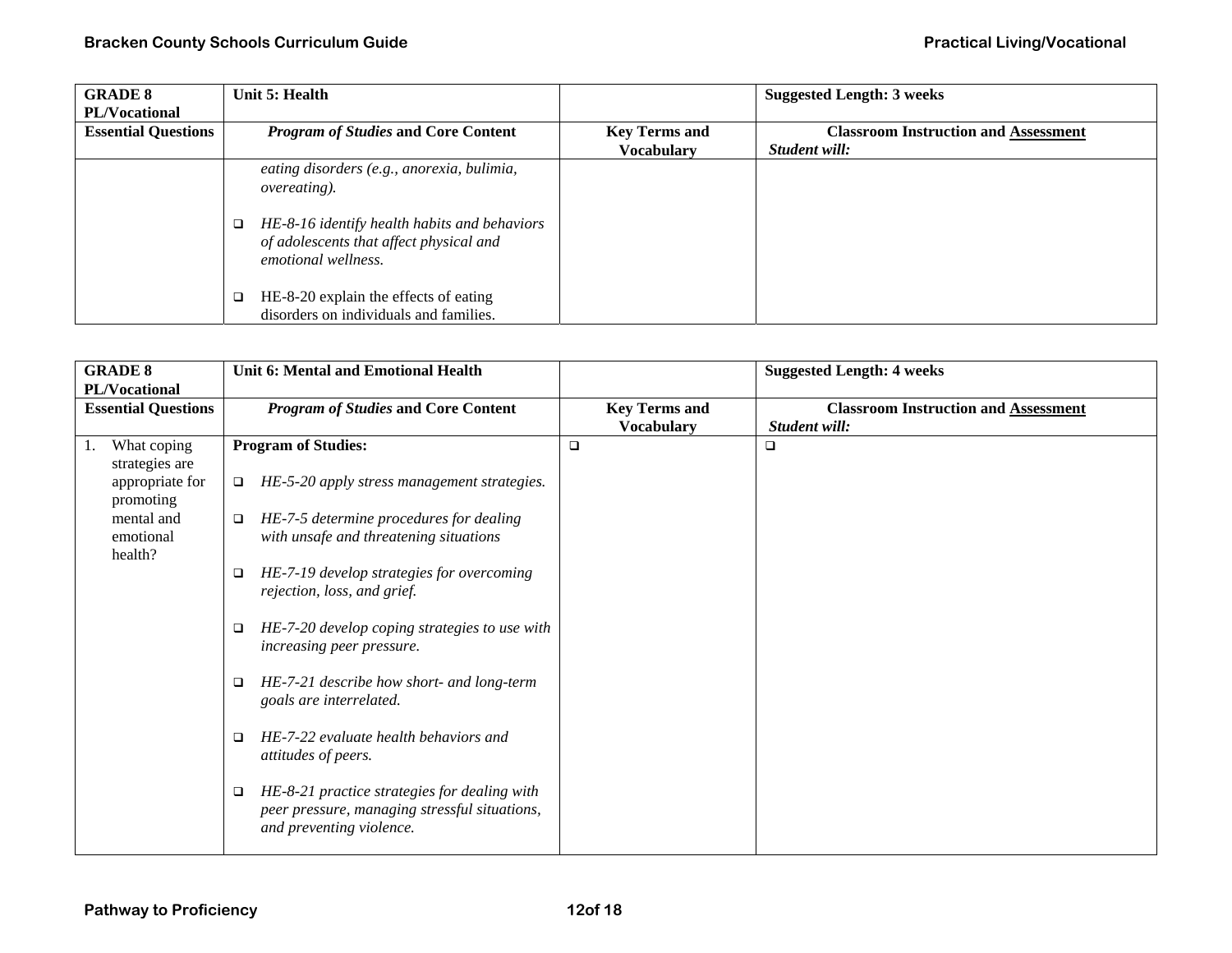| GRADE 8 PL/Vocational | Unit 5: Health | | Suggested Length: 3 weeks |
|---|---|---|---|
| **Essential Questions** | ***Program of Studies* and Core Content** | **Key Terms and Vocabulary** | **Classroom Instruction and Assessment** ***Student will:*** |
| | *eating disorders (e.g., anorexia, bulimia, overeating).*<br><br>❑ *HE-8-16 identify health habits and behaviors of adolescents that affect physical and emotional wellness.*<br><br>❑ HE-8-20 explain the effects of eating disorders on individuals and families. | | |

| GRADE 8 PL/Vocational | Unit 6: Mental and Emotional Health | | Suggested Length: 4 weeks |
|---|---|---|---|
| **Essential Questions** | ***Program of Studies* and Core Content** | **Key Terms and Vocabulary** | **Classroom Instruction and Assessment** ***Student will:*** |
| 1. What coping strategies are appropriate for promoting mental and emotional health? | **Program of Studies:**<br><br>❑ *HE-5-20 apply stress management strategies.*<br><br>❑ *HE-7-5 determine procedures for dealing with unsafe and threatening situations*<br><br>❑ *HE-7-19 develop strategies for overcoming rejection, loss, and grief.*<br><br>❑ *HE-7-20 develop coping strategies to use with increasing peer pressure.*<br><br>❑ *HE-7-21 describe how short- and long-term goals are interrelated.*<br><br>❑ *HE-7-22 evaluate health behaviors and attitudes of peers.*<br><br>❑ *HE-8-21 practice strategies for dealing with peer pressure, managing stressful situations, and preventing violence.* | ❑ | ❑ |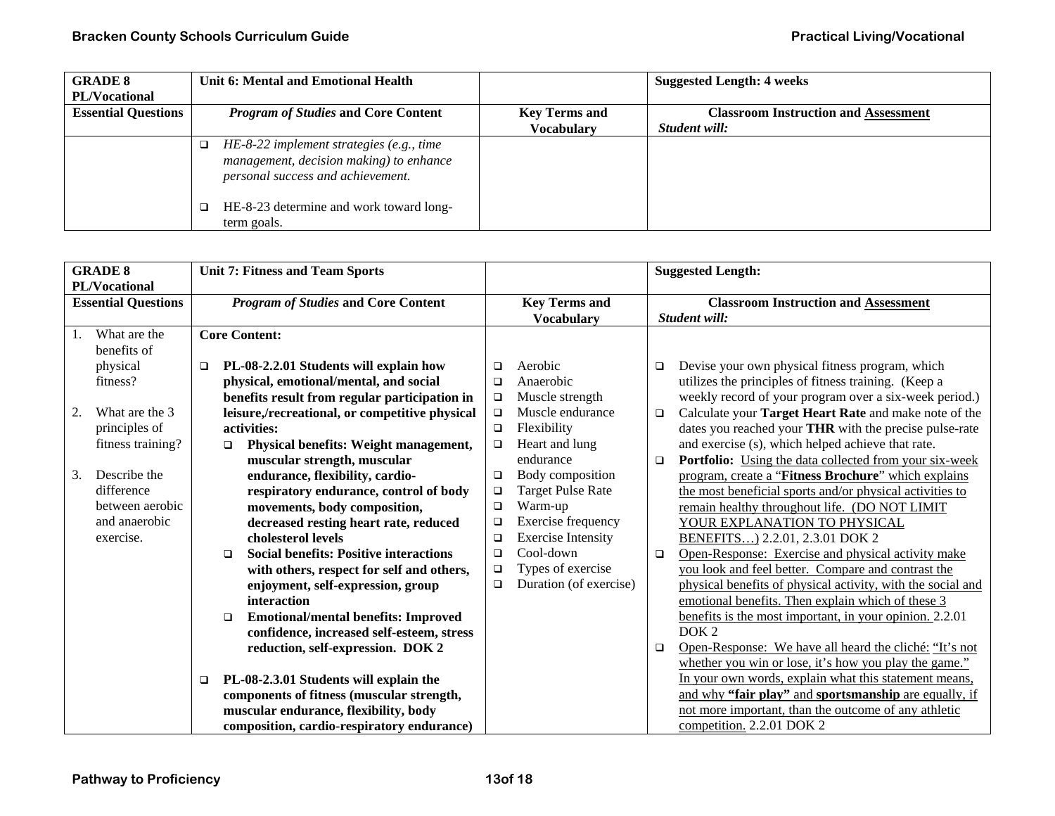| GRADE 8 PL/Vocational | Unit 6: Mental and Emotional Health | | Suggested Length: 4 weeks |
|---|---|---|---|
| **Essential Questions** | ***Program of Studies* and Core Content** | **Key Terms and Vocabulary** | **Classroom Instruction and Assessment** ***Student will:*** |
| | ❑ *HE-8-22 implement strategies (e.g., time management, decision making) to enhance personal success and achievement.*<br><br>❑ HE-8-23 determine and work toward long-term goals. | | |

| GRADE 8 PL/Vocational | Unit 7: Fitness and Team Sports | | Suggested Length: |
|---|---|---|---|
| **Essential Questions** | ***Program of Studies* and Core Content** | **Key Terms and Vocabulary** | **Classroom Instruction and Assessment** ***Student will:*** |
| 1. What are the benefits of physical fitness?<br><br>2. What are the 3 principles of fitness training?<br><br>3. Describe the difference between aerobic and anaerobic exercise. | **Core Content:**<br><br>❑ **PL-08-2.2.01 Students will explain how physical, emotional/mental, and social benefits result from regular participation in leisure,/recreational, or competitive physical activities:**<br>❑ **Physical benefits: Weight management, muscular strength, muscular endurance, flexibility, cardio-respiratory endurance, control of body movements, body composition, decreased resting heart rate, reduced cholesterol levels**<br>❑ **Social benefits: Positive interactions with others, respect for self and others, enjoyment, self-expression, group interaction**<br>❑ **Emotional/mental benefits: Improved confidence, increased self-esteem, stress reduction, self-expression. DOK 2**<br><br>❑ **PL-08-2.3.01 Students will explain the components of fitness (muscular strength, muscular endurance, flexibility, body composition, cardio-respiratory endurance)** | ❑ Aerobic<br>❑ Anaerobic<br>❑ Muscle strength<br>❑ Muscle endurance<br>❑ Flexibility<br>❑ Heart and lung endurance<br>❑ Body composition<br>❑ Target Pulse Rate<br>❑ Warm-up<br>❑ Exercise frequency<br>❑ Exercise Intensity<br>❑ Cool-down<br>❑ Types of exercise<br>❑ Duration (of exercise) | ❑ Devise your own physical fitness program, which utilizes the principles of fitness training. (Keep a weekly record of your program over a six-week period.)<br>❑ Calculate your **Target Heart Rate** and make note of the dates you reached your **THR** with the precise pulse-rate and exercise (s), which helped achieve that rate.<br>❑ **Portfolio:** Using the data collected from your six-week program, create a "**Fitness Brochure**" which explains the most beneficial sports and/or physical activities to remain healthy throughout life. (DO NOT LIMIT YOUR EXPLANATION TO PHYSICAL BENEFITS…) 2.2.01, 2.3.01 DOK 2<br>❑ Open-Response: Exercise and physical activity make you look and feel better. Compare and contrast the physical benefits of physical activity, with the social and emotional benefits. Then explain which of these 3 benefits is the most important, in your opinion. 2.2.01 DOK 2<br>❑ Open-Response: We have all heard the cliché: "It's not whether you win or lose, it's how you play the game." In your own words, explain what this statement means, and why **"fair play"** and **sportsmanship** are equally, if not more important, than the outcome of any athletic competition. 2.2.01 DOK 2 |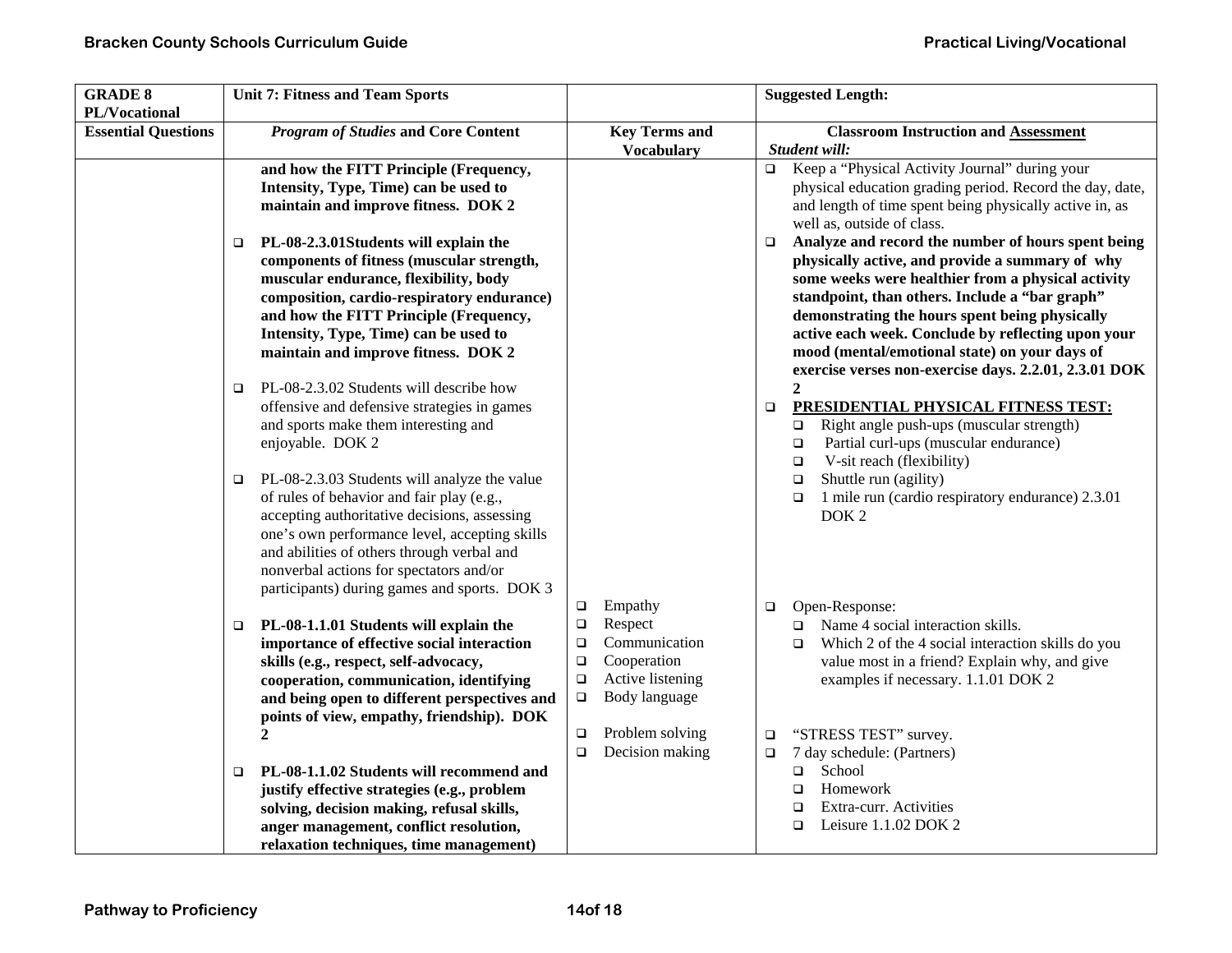| GRADE 8 PL/Vocational | Unit 7: Fitness and Team Sports | | Suggested Length: |
|---|---|---|---|
| **Essential Questions** | ***Program of Studies* and Core Content** | **Key Terms and Vocabulary** | **Classroom Instruction and Assessment** *Student will:* |
| | **and how the FITT Principle (Frequency, Intensity, Type, Time) can be used to maintain and improve fitness. DOK 2**<br><br>❑ **PL-08-2.3.01Students will explain the components of fitness (muscular strength, muscular endurance, flexibility, body composition, cardio-respiratory endurance) and how the FITT Principle (Frequency, Intensity, Type, Time) can be used to maintain and improve fitness. DOK 2**<br><br>❑ PL-08-2.3.02 Students will describe how offensive and defensive strategies in games and sports make them interesting and enjoyable. DOK 2<br><br>❑ PL-08-2.3.03 Students will analyze the value of rules of behavior and fair play (e.g., accepting authoritative decisions, assessing one's own performance level, accepting skills and abilities of others through verbal and nonverbal actions for spectators and/or participants) during games and sports. DOK 3 | | ❑ Keep a "Physical Activity Journal" during your physical education grading period. Record the day, date, and length of time spent being physically active in, as well as, outside of class.<br>❑ **Analyze and record the number of hours spent being physically active, and provide a summary of why some weeks were healthier from a physical activity standpoint, than others. Include a "bar graph" demonstrating the hours spent being physically active each week. Conclude by reflecting upon your mood (mental/emotional state) on your days of exercise verses non-exercise days. 2.2.01, 2.3.01 DOK 2**<br>❑ **PRESIDENTIAL PHYSICAL FITNESS TEST:**<br>&nbsp;&nbsp;❑ Right angle push-ups (muscular strength)<br>&nbsp;&nbsp;❑ Partial curl-ups (muscular endurance)<br>&nbsp;&nbsp;❑ V-sit reach (flexibility)<br>&nbsp;&nbsp;❑ Shuttle run (agility)<br>&nbsp;&nbsp;❑ 1 mile run (cardio respiratory endurance) 2.3.01 DOK 2 |
| | ❑ **PL-08-1.1.01 Students will explain the importance of effective social interaction skills (e.g., respect, self-advocacy, cooperation, communication, identifying and being open to different perspectives and points of view, empathy, friendship). DOK 2** | ❑ Empathy<br>❑ Respect<br>❑ Communication<br>❑ Cooperation<br>❑ Active listening<br>❑ Body language | ❑ Open-Response:<br>&nbsp;&nbsp;❑ Name 4 social interaction skills.<br>&nbsp;&nbsp;❑ Which 2 of the 4 social interaction skills do you value most in a friend? Explain why, and give examples if necessary. 1.1.01 DOK 2 |
| | ❑ **PL-08-1.1.02 Students will recommend and justify effective strategies (e.g., problem solving, decision making, refusal skills, anger management, conflict resolution, relaxation techniques, time management)** | ❑ Problem solving<br>❑ Decision making | ❑ "STRESS TEST" survey.<br>❑ 7 day schedule: (Partners)<br>&nbsp;&nbsp;❑ School<br>&nbsp;&nbsp;❑ Homework<br>&nbsp;&nbsp;❑ Extra-curr. Activities<br>&nbsp;&nbsp;❑ Leisure 1.1.02 DOK 2 |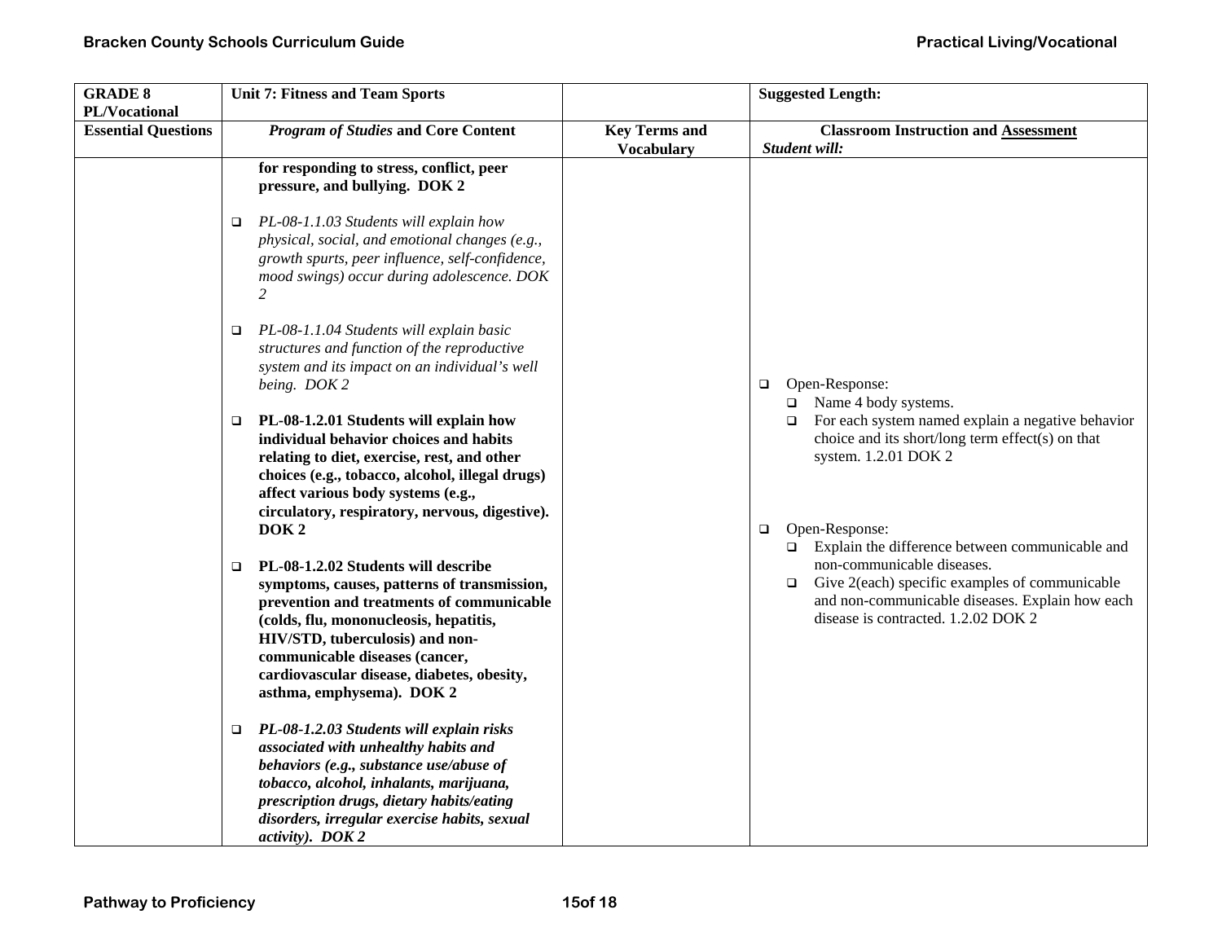| GRADE 8 PL/Vocational | Unit 7: Fitness and Team Sports | | Suggested Length: |
|---|---|---|---|
| **Essential Questions** | ***Program of Studies* and Core Content** | **Key Terms and Vocabulary** | **Classroom Instruction and Assessment** ***Student will:*** |
| | **for responding to stress, conflict, peer pressure, and bullying. DOK 2** <br><br> ❑ *PL-08-1.1.03 Students will explain how physical, social, and emotional changes (e.g., growth spurts, peer influence, self-confidence, mood swings) occur during adolescence. DOK 2* <br><br> ❑ *PL-08-1.1.04 Students will explain basic structures and function of the reproductive system and its impact on an individual's well being. DOK 2* <br><br> ❑ **PL-08-1.2.01 Students will explain how individual behavior choices and habits relating to diet, exercise, rest, and other choices (e.g., tobacco, alcohol, illegal drugs) affect various body systems (e.g., circulatory, respiratory, nervous, digestive). DOK 2** <br><br> ❑ **PL-08-1.2.02 Students will describe symptoms, causes, patterns of transmission, prevention and treatments of communicable (colds, flu, mononucleosis, hepatitis, HIV/STD, tuberculosis) and non-communicable diseases (cancer, cardiovascular disease, diabetes, obesity, asthma, emphysema). DOK 2** <br><br> ❑ ***PL-08-1.2.03 Students will explain risks associated with unhealthy habits and behaviors (e.g., substance use/abuse of tobacco, alcohol, inhalants, marijuana, prescription drugs, dietary habits/eating disorders, irregular exercise habits, sexual activity). DOK 2*** | | ❑ Open-Response: <br> ❑ Name 4 body systems. <br> ❑ For each system named explain a negative behavior choice and its short/long term effect(s) on that system. 1.2.01 DOK 2 <br><br> ❑ Open-Response: <br> ❑ Explain the difference between communicable and non-communicable diseases. <br> ❑ Give 2(each) specific examples of communicable and non-communicable diseases. Explain how each disease is contracted. 1.2.02 DOK 2 |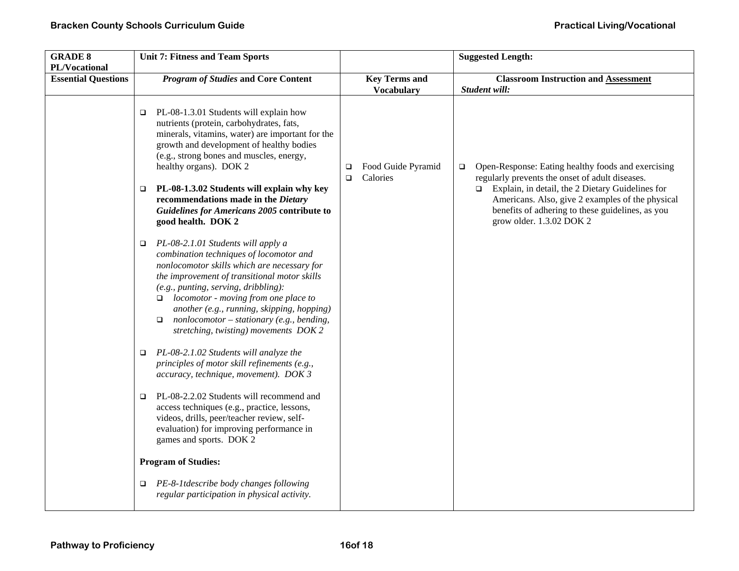| **GRADE 8 PL/Vocational** | **Unit 7: Fitness and Team Sports** | | **Suggested Length:** |
|---|---|---|---|
| **Essential Questions** | ***Program of Studies* and Core Content** | **Key Terms and Vocabulary** | **Classroom Instruction and Assessment** ***Student will:*** |
| | ❑ PL-08-1.3.01 Students will explain how nutrients (protein, carbohydrates, fats, minerals, vitamins, water) are important for the growth and development of healthy bodies (e.g., strong bones and muscles, energy, healthy organs). DOK 2<br><br>❑ **PL-08-1.3.02 Students will explain why key recommendations made in the *Dietary Guidelines for Americans 2005* contribute to good health. DOK 2**<br><br>❑ *PL-08-2.1.01 Students will apply a combination techniques of locomotor and nonlocomotor skills which are necessary for the improvement of transitional motor skills (e.g., punting, serving, dribbling):*<br>&nbsp;&nbsp;❑ *locomotor - moving from one place to another (e.g., running, skipping, hopping)*<br>&nbsp;&nbsp;❑ *nonlocomotor – stationary (e.g., bending, stretching, twisting) movements DOK 2*<br><br>❑ *PL-08-2.1.02 Students will analyze the principles of motor skill refinements (e.g., accuracy, technique, movement). DOK 3*<br><br>❑ PL-08-2.2.02 Students will recommend and access techniques (e.g., practice, lessons, videos, drills, peer/teacher review, self-evaluation) for improving performance in games and sports. DOK 2<br><br>**Program of Studies:**<br><br>❑ *PE-8-1tdescribe body changes following regular participation in physical activity.* | ❑ Food Guide Pyramid<br>❑ Calories | ❑ Open-Response: Eating healthy foods and exercising regularly prevents the onset of adult diseases.<br>&nbsp;&nbsp;❑ Explain, in detail, the 2 Dietary Guidelines for Americans. Also, give 2 examples of the physical benefits of adhering to these guidelines, as you grow older. 1.3.02 DOK 2 |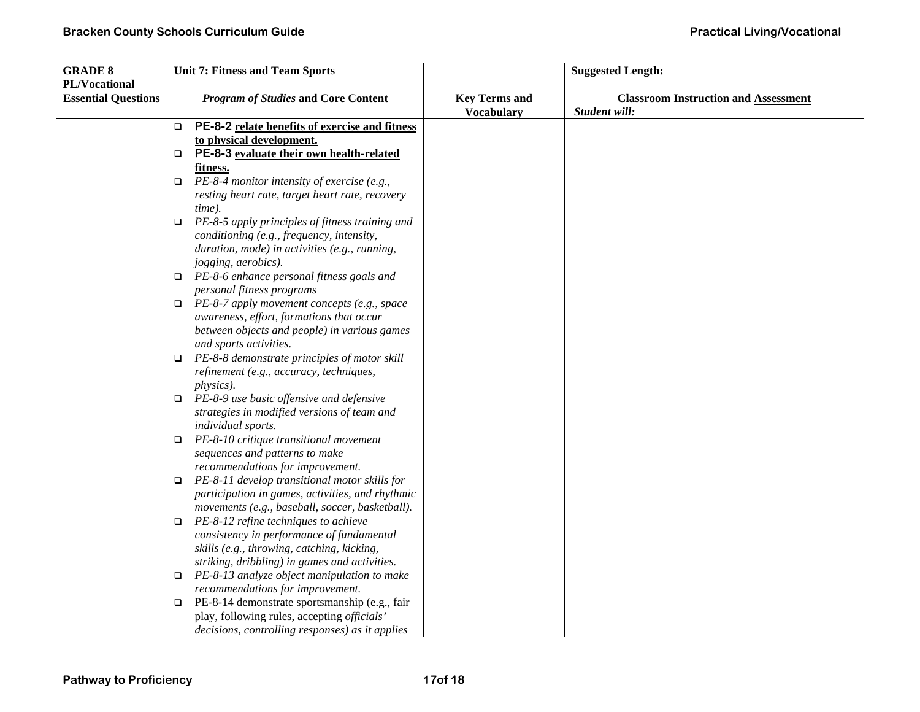| GRADE 8 PL/Vocational | Unit 7: Fitness and Team Sports | | Suggested Length: |
|---|---|---|---|
| **Essential Questions** | ***Program of Studies* and Core Content** | **Key Terms and Vocabulary** | **Classroom Instruction and Assessment** ***Student will:*** |
| | ❑ **PE-8-2 relate benefits of exercise and fitness to physical development.** ❑ **PE-8-3 evaluate their own health-related fitness.** ❑ *PE-8-4 monitor intensity of exercise (e.g., resting heart rate, target heart rate, recovery time).* ❑ *PE-8-5 apply principles of fitness training and conditioning (e.g., frequency, intensity, duration, mode) in activities (e.g., running, jogging, aerobics).* ❑ *PE-8-6 enhance personal fitness goals and personal fitness programs* ❑ *PE-8-7 apply movement concepts (e.g., space awareness, effort, formations that occur between objects and people) in various games and sports activities.* ❑ *PE-8-8 demonstrate principles of motor skill refinement (e.g., accuracy, techniques, physics).* ❑ *PE-8-9 use basic offensive and defensive strategies in modified versions of team and individual sports.* ❑ *PE-8-10 critique transitional movement sequences and patterns to make recommendations for improvement.* ❑ *PE-8-11 develop transitional motor skills for participation in games, activities, and rhythmic movements (e.g., baseball, soccer, basketball).* ❑ *PE-8-12 refine techniques to achieve consistency in performance of fundamental skills (e.g., throwing, catching, kicking, striking, dribbling) in games and activities.* ❑ *PE-8-13 analyze object manipulation to make recommendations for improvement.* ❑ PE-8-14 demonstrate sportsmanship (e.g., fair play, following rules, accepting *officials' decisions, controlling responses) as it applies* | | |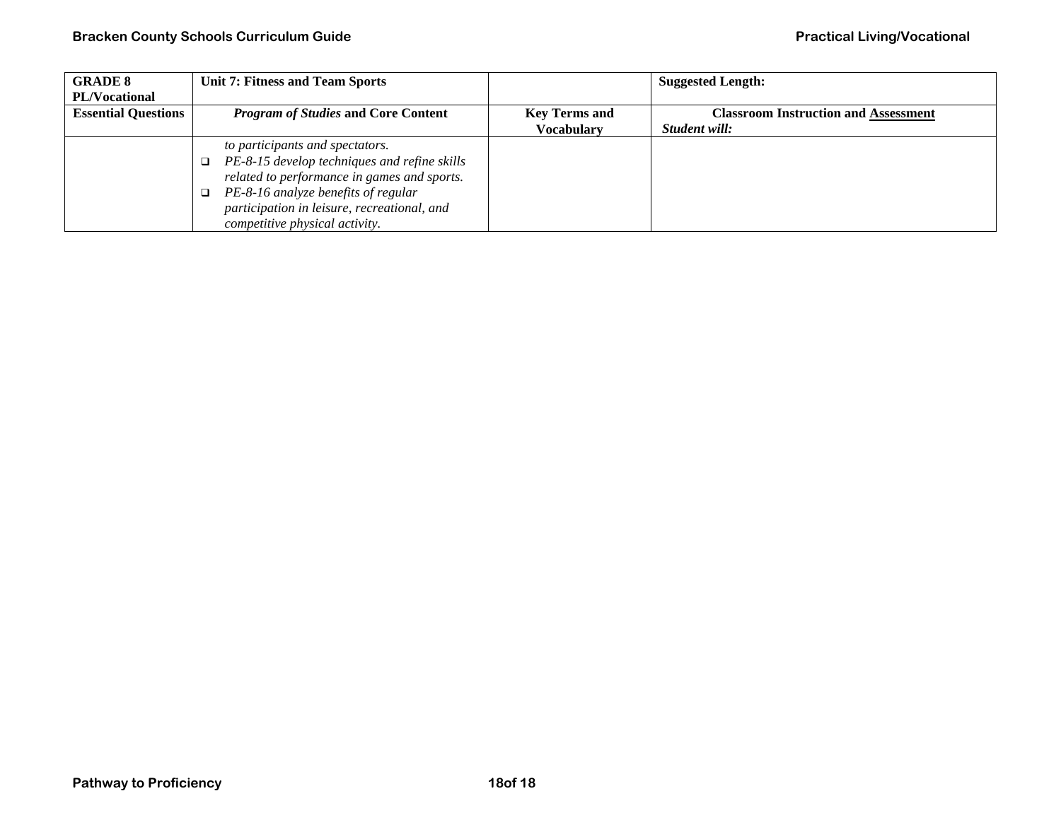| GRADE 8 PL/Vocational | Unit 7: Fitness and Team Sports | | Suggested Length: |
|---|---|---|---|
| **Essential Questions** | ***Program of Studies* and Core Content** | **Key Terms and Vocabulary** | **Classroom Instruction and Assessment** ***Student will:*** |
| | *to participants and spectators.*<br>❑ *PE-8-15 develop techniques and refine skills related to performance in games and sports.*<br>❑ *PE-8-16 analyze benefits of regular participation in leisure, recreational, and competitive physical activity.* | | |